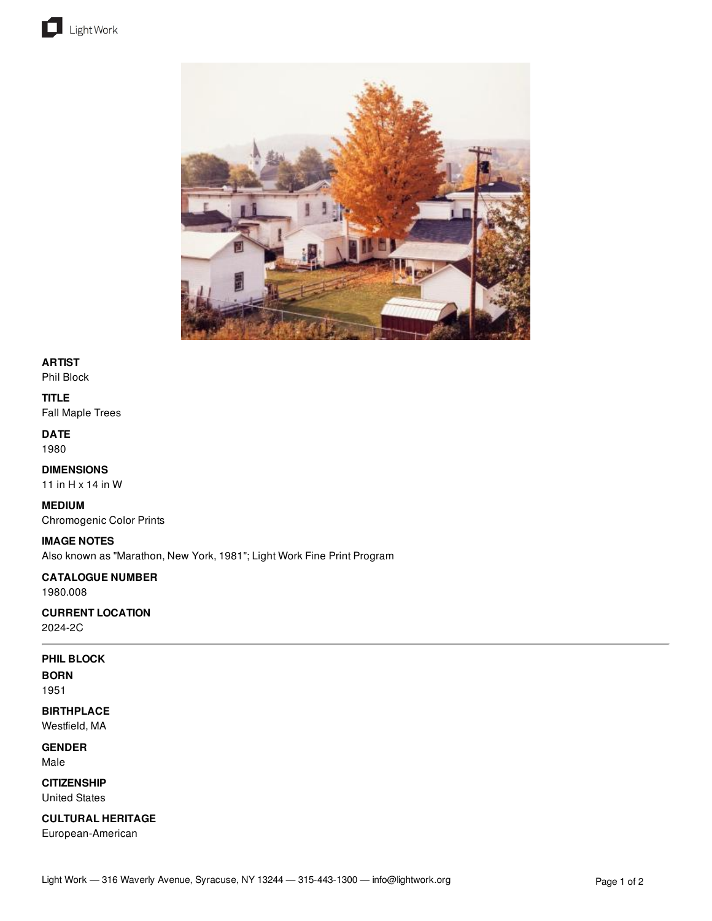**ARTIST**
Phil Block

**TITLE**
Fall Maple Trees

**DATE**
1980

**DIMENSIONS**
11 in H x 14 in W

**MEDIUM**
Chromogenic Color Prints

**IMAGE NOTES**
Also known as "Marathon, New York, 1981"; Light Work Fine Print Program

**CATALOGUE NUMBER**
1980.008

**CURRENT LOCATION**
2024-2C

---

**PHIL BLOCK**

**BORN**
1951

**BIRTHPLACE**
Westfield, MA

**GENDER**
Male

**CITIZENSHIP**
United States

**CULTURAL HERITAGE**
European-American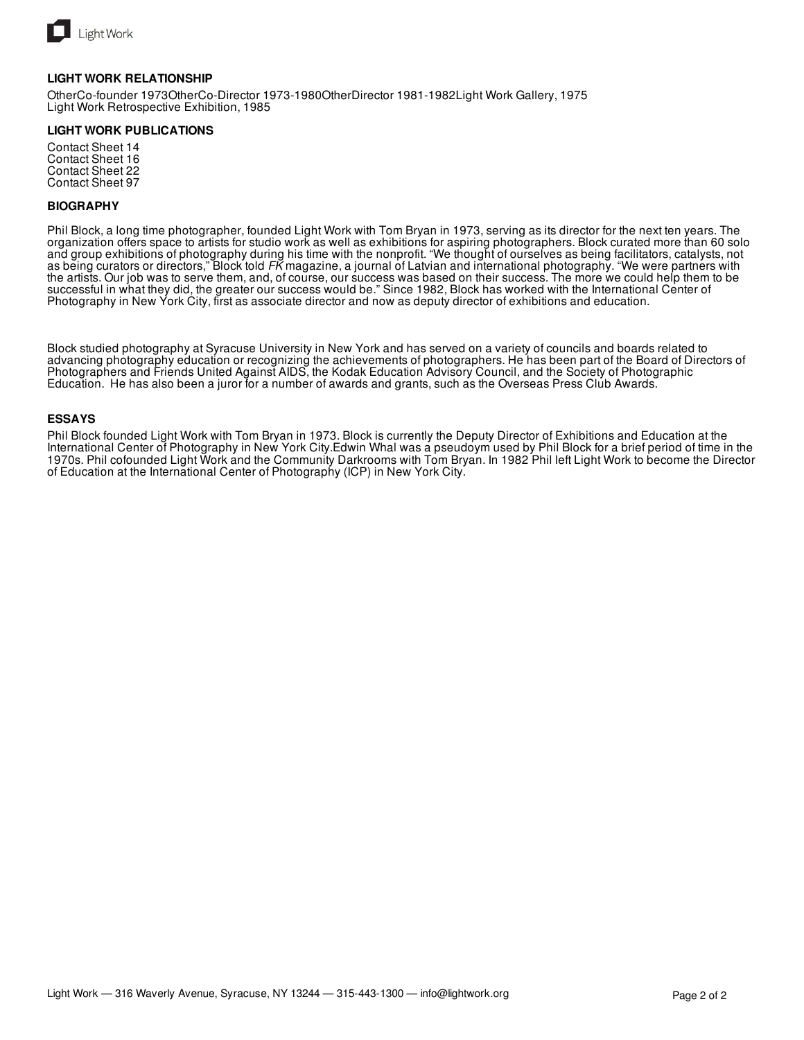## LIGHT WORK RELATIONSHIP

OtherCo-founder 1973OtherCo-Director 1973-1980OtherDirector 1981-1982Light Work Gallery, 1975
Light Work Retrospective Exhibition, 1985

## LIGHT WORK PUBLICATIONS

Contact Sheet 14
Contact Sheet 16
Contact Sheet 22
Contact Sheet 97

## BIOGRAPHY

Phil Block, a long time photographer, founded Light Work with Tom Bryan in 1973, serving as its director for the next ten years. The organization offers space to artists for studio work as well as exhibitions for aspiring photographers. Block curated more than 60 solo and group exhibitions of photography during his time with the nonprofit. "We thought of ourselves as being facilitators, catalysts, not as being curators or directors," Block told *FK* magazine, a journal of Latvian and international photography. "We were partners with the artists. Our job was to serve them, and, of course, our success was based on their success. The more we could help them to be successful in what they did, the greater our success would be." Since 1982, Block has worked with the International Center of Photography in New York City, first as associate director and now as deputy director of exhibitions and education.

Block studied photography at Syracuse University in New York and has served on a variety of councils and boards related to advancing photography education or recognizing the achievements of photographers. He has been part of the Board of Directors of Photographers and Friends United Against AIDS, the Kodak Education Advisory Council, and the Society of Photographic Education. He has also been a juror for a number of awards and grants, such as the Overseas Press Club Awards.

## ESSAYS

Phil Block founded Light Work with Tom Bryan in 1973. Block is currently the Deputy Director of Exhibitions and Education at the International Center of Photography in New York City.Edwin Whal was a pseudoym used by Phil Block for a brief period of time in the 1970s. Phil cofounded Light Work and the Community Darkrooms with Tom Bryan. In 1982 Phil left Light Work to become the Director of Education at the International Center of Photography (ICP) in New York City.